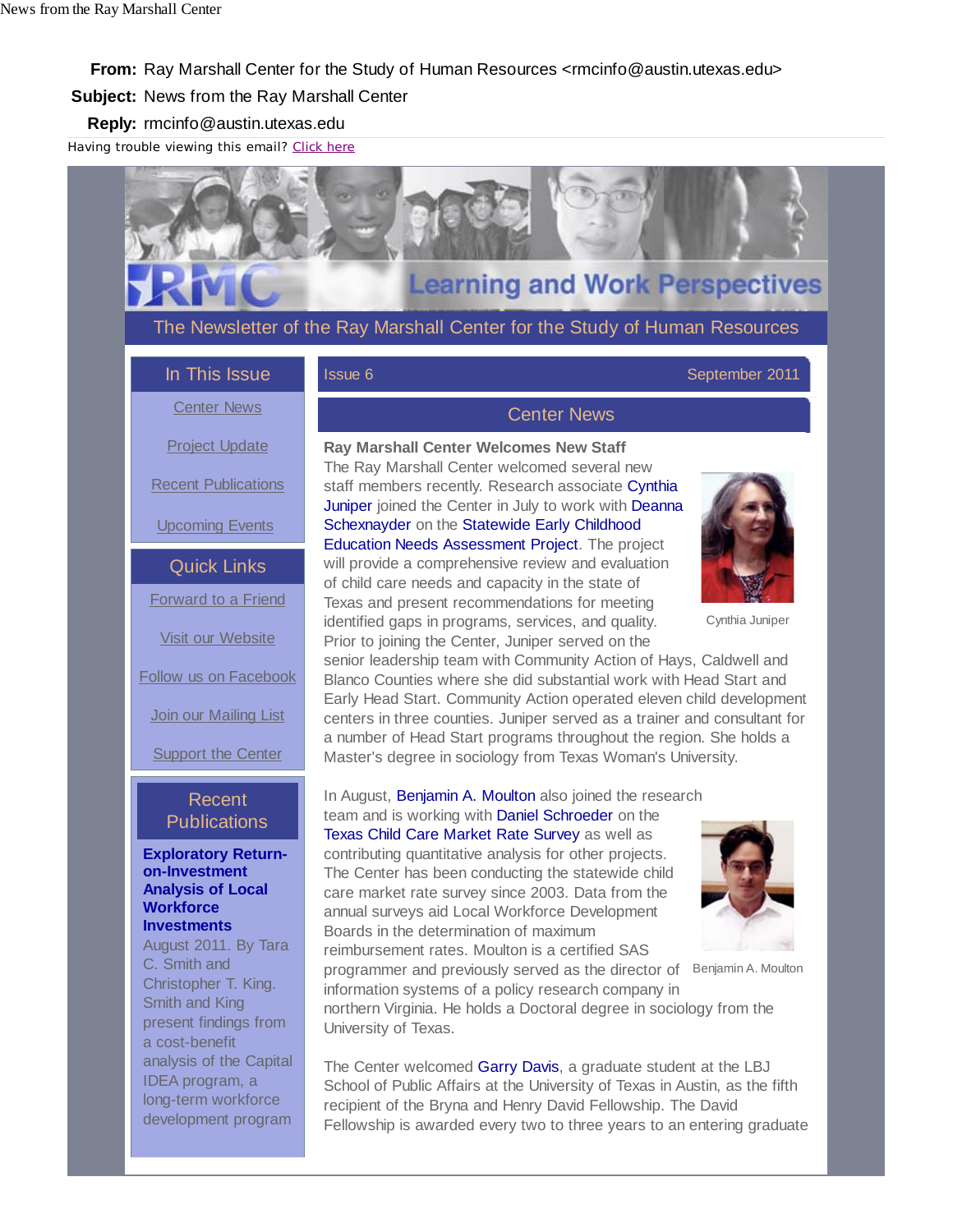**From:** Ray Marshall Center for the Study of Human Resources <rmcinfo@austin.utexas.edu>

**Subject:** News from the Ray Marshall Center

**Reply:** rmcinfo@austin.utexas.edu

Having trouble viewing this email? Click here

# RMC Learning and Work Perspectives

The Newsletter of the Ray Marshall Center for the Study of Human Resources

## In This Issue

- Center News
- Project Update
- Recent Publications
- Upcoming Events

## Quick Links

- Forward to a Friend
- Visit our Website
- Follow us on Facebook
- Join our Mailing List
- Support the Center

## Recent Publications

**Exploratory Return-on-Investment Analysis of Local Workforce Investments**
August 2011. By Tara C. Smith and Christopher T. King. Smith and King present findings from a cost-benefit analysis of the Capital IDEA program, a long-term workforce development program

Issue 6 — September 2011

## Center News

### Ray Marshall Center Welcomes New Staff

The Ray Marshall Center welcomed several new staff members recently. Research associate Cynthia Juniper joined the Center in July to work with Deanna Schexnayder on the Statewide Early Childhood Education Needs Assessment Project. The project will provide a comprehensive review and evaluation of child care needs and capacity in the state of Texas and present recommendations for meeting identified gaps in programs, services, and quality. Prior to joining the Center, Juniper served on the senior leadership team with Community Action of Hays, Caldwell and Blanco Counties where she did substantial work with Head Start and Early Head Start. Community Action operated eleven child development centers in three counties. Juniper served as a trainer and consultant for a number of Head Start programs throughout the region. She holds a Master's degree in sociology from Texas Woman's University.

Cynthia Juniper

In August, Benjamin A. Moulton also joined the research team and is working with Daniel Schroeder on the Texas Child Care Market Rate Survey as well as contributing quantitative analysis for other projects. The Center has been conducting the statewide child care market rate survey since 2003. Data from the annual surveys aid Local Workforce Development Boards in the determination of maximum reimbursement rates. Moulton is a certified SAS programmer and previously served as the director of information systems of a policy research company in northern Virginia. He holds a Doctoral degree in sociology from the University of Texas.

Benjamin A. Moulton

The Center welcomed Garry Davis, a graduate student at the LBJ School of Public Affairs at the University of Texas in Austin, as the fifth recipient of the Bryna and Henry David Fellowship. The David Fellowship is awarded every two to three years to an entering graduate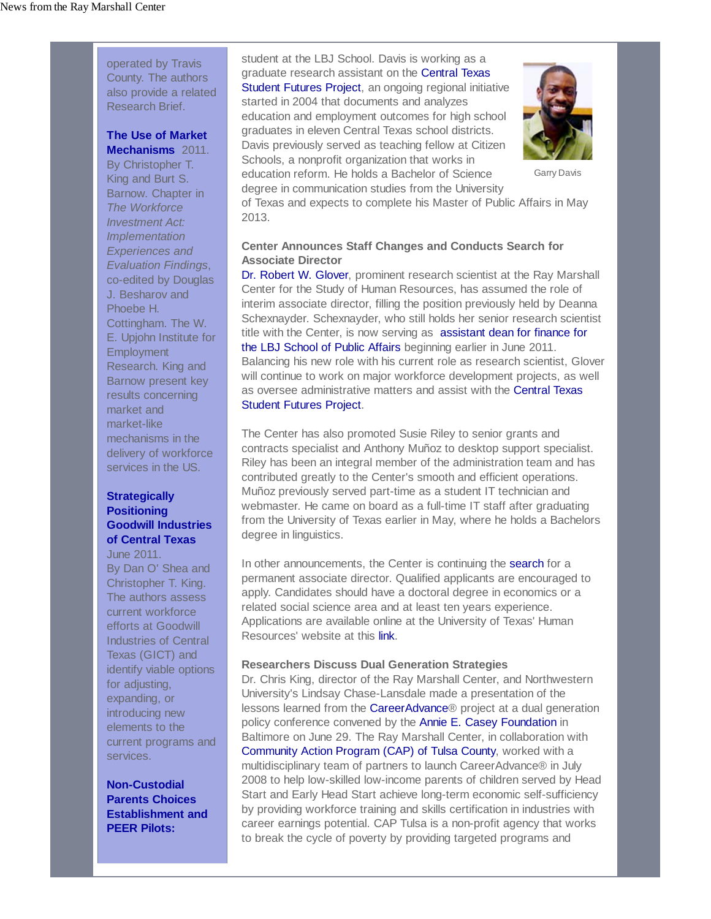operated by Travis County. The authors also provide a related Research Brief.

**The Use of Market Mechanisms** 2011. By Christopher T. King and Burt S. Barnow. Chapter in *The Workforce Investment Act: Implementation Experiences and Evaluation Findings*, co-edited by Douglas J. Besharov and Phoebe H. Cottingham. The W. E. Upjohn Institute for Employment Research. King and Barnow present key results concerning market and market-like mechanisms in the delivery of workforce services in the US.

**Strategically Positioning Goodwill Industries of Central Texas** June 2011. By Dan O' Shea and Christopher T. King. The authors assess current workforce efforts at Goodwill Industries of Central Texas (GICT) and identify viable options for adjusting, expanding, or introducing new elements to the current programs and services.

**Non-Custodial Parents Choices Establishment and PEER Pilots:**

student at the LBJ School. Davis is working as a graduate research assistant on the Central Texas Student Futures Project, an ongoing regional initiative started in 2004 that documents and analyzes education and employment outcomes for high school graduates in eleven Central Texas school districts. Davis previously served as teaching fellow at Citizen Schools, a nonprofit organization that works in education reform. He holds a Bachelor of Science degree in communication studies from the University of Texas and expects to complete his Master of Public Affairs in May 2013.

Garry Davis

**Center Announces Staff Changes and Conducts Search for Associate Director**

Dr. Robert W. Glover, prominent research scientist at the Ray Marshall Center for the Study of Human Resources, has assumed the role of interim associate director, filling the position previously held by Deanna Schexnayder. Schexnayder, who still holds her senior research scientist title with the Center, is now serving as assistant dean for finance for the LBJ School of Public Affairs beginning earlier in June 2011. Balancing his new role with his current role as research scientist, Glover will continue to work on major workforce development projects, as well as oversee administrative matters and assist with the Central Texas Student Futures Project.

The Center has also promoted Susie Riley to senior grants and contracts specialist and Anthony Muñoz to desktop support specialist. Riley has been an integral member of the administration team and has contributed greatly to the Center's smooth and efficient operations. Muñoz previously served part-time as a student IT technician and webmaster. He came on board as a full-time IT staff after graduating from the University of Texas earlier in May, where he holds a Bachelors degree in linguistics.

In other announcements, the Center is continuing the search for a permanent associate director. Qualified applicants are encouraged to apply. Candidates should have a doctoral degree in economics or a related social science area and at least ten years experience. Applications are available online at the University of Texas' Human Resources' website at this link.

**Researchers Discuss Dual Generation Strategies**

Dr. Chris King, director of the Ray Marshall Center, and Northwestern University's Lindsay Chase-Lansdale made a presentation of the lessons learned from the CareerAdvance® project at a dual generation policy conference convened by the Annie E. Casey Foundation in Baltimore on June 29. The Ray Marshall Center, in collaboration with Community Action Program (CAP) of Tulsa County, worked with a multidisciplinary team of partners to launch CareerAdvance® in July 2008 to help low-skilled low-income parents of children served by Head Start and Early Head Start achieve long-term economic self-sufficiency by providing workforce training and skills certification in industries with career earnings potential. CAP Tulsa is a non-profit agency that works to break the cycle of poverty by providing targeted programs and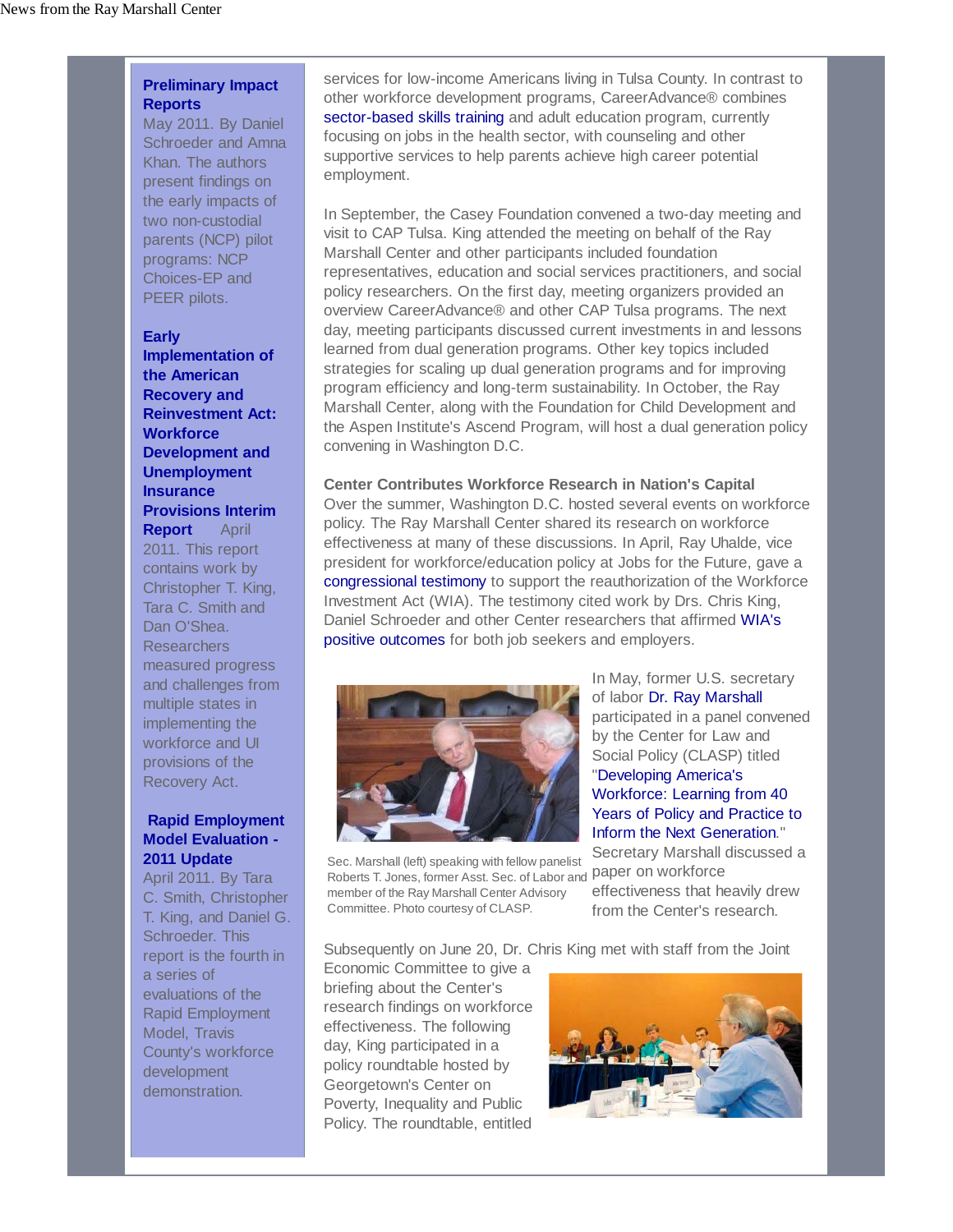**Preliminary Impact Reports**
May 2011. By Daniel Schroeder and Amna Khan. The authors present findings on the early impacts of two non-custodial parents (NCP) pilot programs: NCP Choices-EP and PEER pilots.

**Early Implementation of the American Recovery and Reinvestment Act: Workforce Development and Unemployment Insurance Provisions Interim Report** April 2011. This report contains work by Christopher T. King, Tara C. Smith and Dan O'Shea. Researchers measured progress and challenges from multiple states in implementing the workforce and UI provisions of the Recovery Act.

**Rapid Employment Model Evaluation - 2011 Update**
April 2011. By Tara C. Smith, Christopher T. King, and Daniel G. Schroeder. This report is the fourth in a series of evaluations of the Rapid Employment Model, Travis County's workforce development demonstration.

services for low-income Americans living in Tulsa County. In contrast to other workforce development programs, CareerAdvance® combines sector-based skills training and adult education program, currently focusing on jobs in the health sector, with counseling and other supportive services to help parents achieve high career potential employment.

In September, the Casey Foundation convened a two-day meeting and visit to CAP Tulsa. King attended the meeting on behalf of the Ray Marshall Center and other participants included foundation representatives, education and social services practitioners, and social policy researchers. On the first day, meeting organizers provided an overview CareerAdvance® and other CAP Tulsa programs. The next day, meeting participants discussed current investments in and lessons learned from dual generation programs. Other key topics included strategies for scaling up dual generation programs and for improving program efficiency and long-term sustainability. In October, the Ray Marshall Center, along with the Foundation for Child Development and the Aspen Institute's Ascend Program, will host a dual generation policy convening in Washington D.C.

**Center Contributes Workforce Research in Nation's Capital**
Over the summer, Washington D.C. hosted several events on workforce policy. The Ray Marshall Center shared its research on workforce effectiveness at many of these discussions. In April, Ray Uhalde, vice president for workforce/education policy at Jobs for the Future, gave a congressional testimony to support the reauthorization of the Workforce Investment Act (WIA). The testimony cited work by Drs. Chris King, Daniel Schroeder and other Center researchers that affirmed WIA's positive outcomes for both job seekers and employers.

Sec. Marshall (left) speaking with fellow panelist Roberts T. Jones, former Asst. Sec. of Labor and member of the Ray Marshall Center Advisory Committee. Photo courtesy of CLASP.

In May, former U.S. secretary of labor Dr. Ray Marshall participated in a panel convened by the Center for Law and Social Policy (CLASP) titled "Developing America's Workforce: Learning from 40 Years of Policy and Practice to Inform the Next Generation." Secretary Marshall discussed a paper on workforce effectiveness that heavily drew from the Center's research.

Subsequently on June 20, Dr. Chris King met with staff from the Joint Economic Committee to give a briefing about the Center's research findings on workforce effectiveness. The following day, King participated in a policy roundtable hosted by Georgetown's Center on Poverty, Inequality and Public Policy. The roundtable, entitled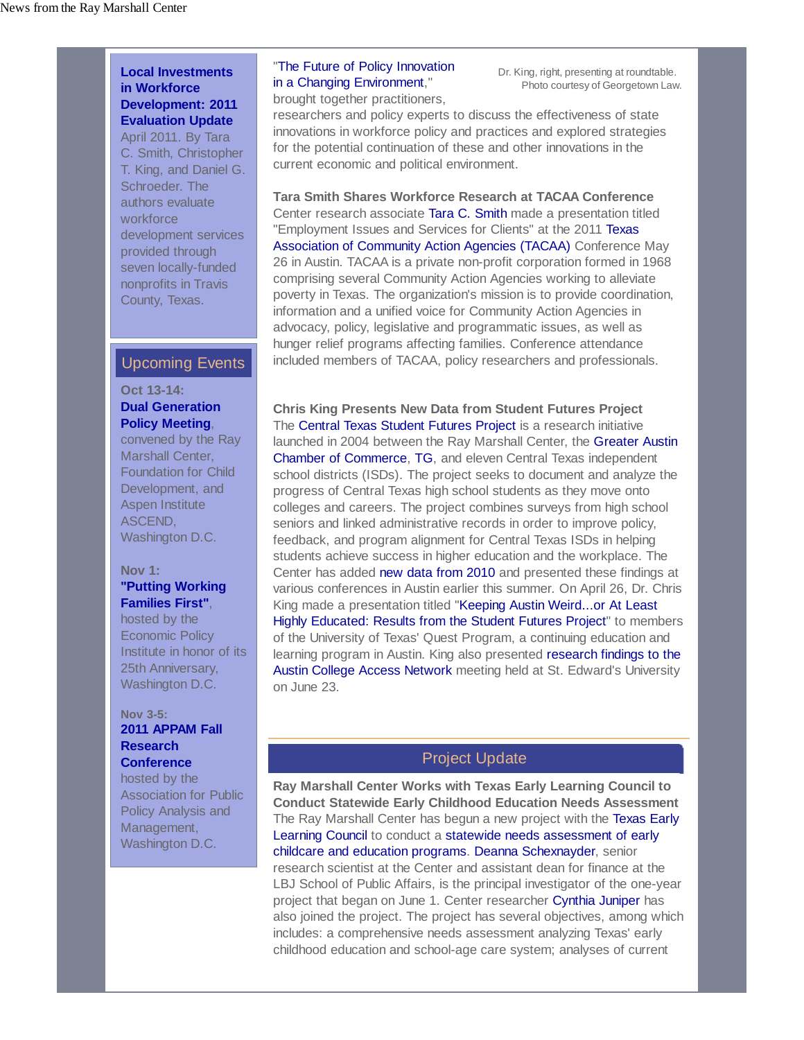**Local Investments in Workforce Development: 2011 Evaluation Update**

April 2011. By Tara C. Smith, Christopher T. King, and Daniel G. Schroeder. The authors evaluate workforce development services provided through seven locally-funded nonprofits in Travis County, Texas.

## Upcoming Events

**Oct 13-14:**
**Dual Generation Policy Meeting**, convened by the Ray Marshall Center, Foundation for Child Development, and Aspen Institute ASCEND, Washington D.C.

**Nov 1:**
**"Putting Working Families First"**, hosted by the Economic Policy Institute in honor of its 25th Anniversary, Washington D.C.

**Nov 3-5:**
**2011 APPAM Fall Research Conference** hosted by the Association for Public Policy Analysis and Management, Washington D.C.

"The Future of Policy Innovation in a Changing Environment," brought together practitioners, researchers and policy experts to discuss the effectiveness of state innovations in workforce policy and practices and explored strategies for the potential continuation of these and other innovations in the current economic and political environment.

Dr. King, right, presenting at roundtable. Photo courtesy of Georgetown Law.

**Tara Smith Shares Workforce Research at TACAA Conference**

Center research associate Tara C. Smith made a presentation titled "Employment Issues and Services for Clients" at the 2011 Texas Association of Community Action Agencies (TACAA) Conference May 26 in Austin. TACAA is a private non-profit corporation formed in 1968 comprising several Community Action Agencies working to alleviate poverty in Texas. The organization's mission is to provide coordination, information and a unified voice for Community Action Agencies in advocacy, policy, legislative and programmatic issues, as well as hunger relief programs affecting families. Conference attendance included members of TACAA, policy researchers and professionals.

**Chris King Presents New Data from Student Futures Project**

The Central Texas Student Futures Project is a research initiative launched in 2004 between the Ray Marshall Center, the Greater Austin Chamber of Commerce, TG, and eleven Central Texas independent school districts (ISDs). The project seeks to document and analyze the progress of Central Texas high school students as they move onto colleges and careers. The project combines surveys from high school seniors and linked administrative records in order to improve policy, feedback, and program alignment for Central Texas ISDs in helping students achieve success in higher education and the workplace. The Center has added new data from 2010 and presented these findings at various conferences in Austin earlier this summer. On April 26, Dr. Chris King made a presentation titled "Keeping Austin Weird...or At Least Highly Educated: Results from the Student Futures Project" to members of the University of Texas' Quest Program, a continuing education and learning program in Austin. King also presented research findings to the Austin College Access Network meeting held at St. Edward's University on June 23.

## Project Update

**Ray Marshall Center Works with Texas Early Learning Council to Conduct Statewide Early Childhood Education Needs Assessment**

The Ray Marshall Center has begun a new project with the Texas Early Learning Council to conduct a statewide needs assessment of early childcare and education programs. Deanna Schexnayder, senior research scientist at the Center and assistant dean for finance at the LBJ School of Public Affairs, is the principal investigator of the one-year project that began on June 1. Center researcher Cynthia Juniper has also joined the project. The project has several objectives, among which includes: a comprehensive needs assessment analyzing Texas' early childhood education and school-age care system; analyses of current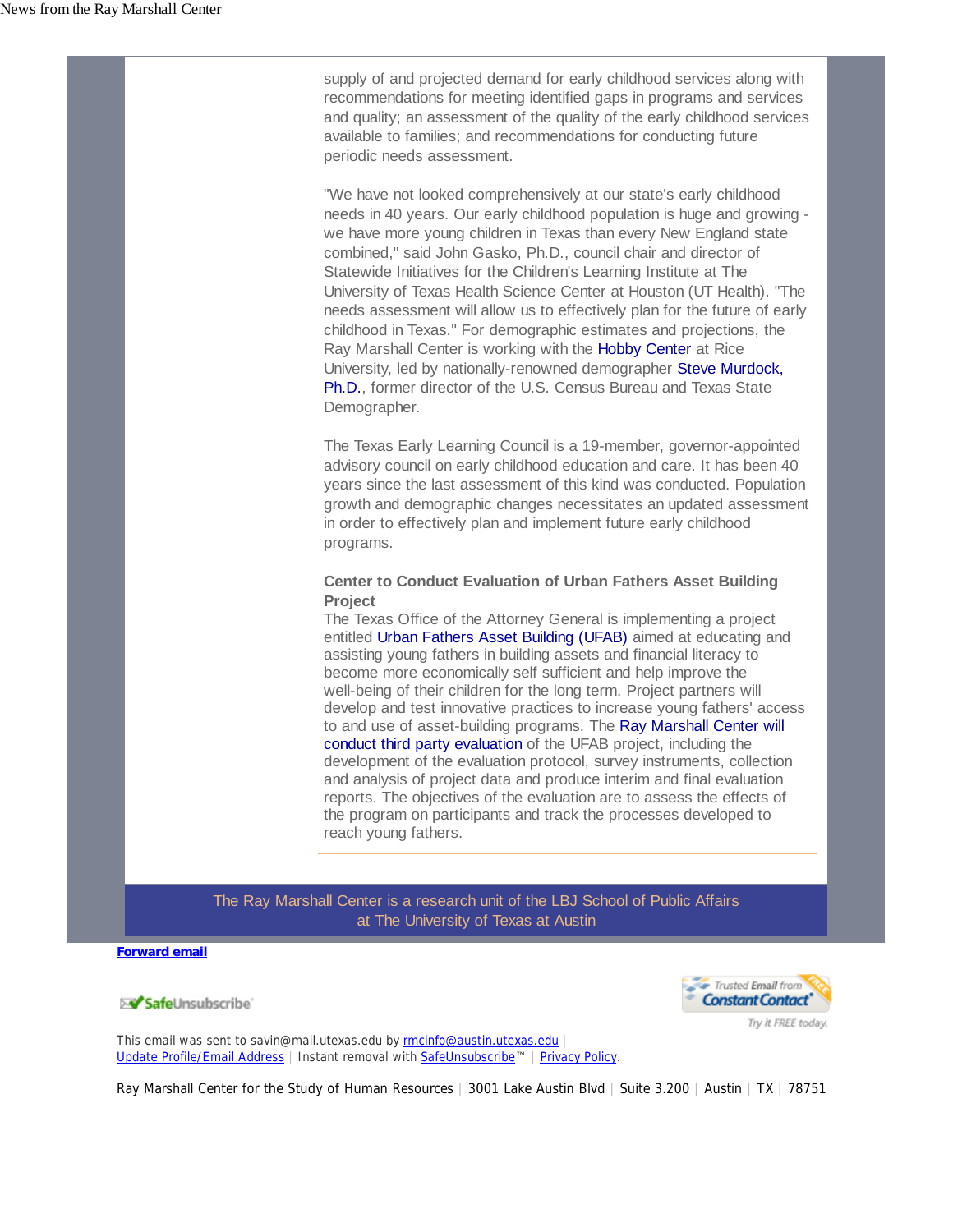supply of and projected demand for early childhood services along with recommendations for meeting identified gaps in programs and services and quality; an assessment of the quality of the early childhood services available to families; and recommendations for conducting future periodic needs assessment.

"We have not looked comprehensively at our state's early childhood needs in 40 years. Our early childhood population is huge and growing - we have more young children in Texas than every New England state combined," said John Gasko, Ph.D., council chair and director of Statewide Initiatives for the Children's Learning Institute at The University of Texas Health Science Center at Houston (UT Health). "The needs assessment will allow us to effectively plan for the future of early childhood in Texas." For demographic estimates and projections, the Ray Marshall Center is working with the Hobby Center at Rice University, led by nationally-renowned demographer Steve Murdock, Ph.D., former director of the U.S. Census Bureau and Texas State Demographer.

The Texas Early Learning Council is a 19-member, governor-appointed advisory council on early childhood education and care. It has been 40 years since the last assessment of this kind was conducted. Population growth and demographic changes necessitates an updated assessment in order to effectively plan and implement future early childhood programs.

**Center to Conduct Evaluation of Urban Fathers Asset Building Project**

The Texas Office of the Attorney General is implementing a project entitled Urban Fathers Asset Building (UFAB) aimed at educating and assisting young fathers in building assets and financial literacy to become more economically self sufficient and help improve the well-being of their children for the long term. Project partners will develop and test innovative practices to increase young fathers' access to and use of asset-building programs. The Ray Marshall Center will conduct third party evaluation of the UFAB project, including the development of the evaluation protocol, survey instruments, collection and analysis of project data and produce interim and final evaluation reports. The objectives of the evaluation are to assess the effects of the program on participants and track the processes developed to reach young fathers.

---

The Ray Marshall Center is a research unit of the LBJ School of Public Affairs at The University of Texas at Austin

**Forward email**

SafeUnsubscribe

Trusted Email from Constant Contact — Try it FREE today.

This email was sent to savin@mail.utexas.edu by rmcinfo@austin.utexas.edu | Update Profile/Email Address | Instant removal with SafeUnsubscribe™ | Privacy Policy.

Ray Marshall Center for the Study of Human Resources | 3001 Lake Austin Blvd | Suite 3.200 | Austin | TX | 78751